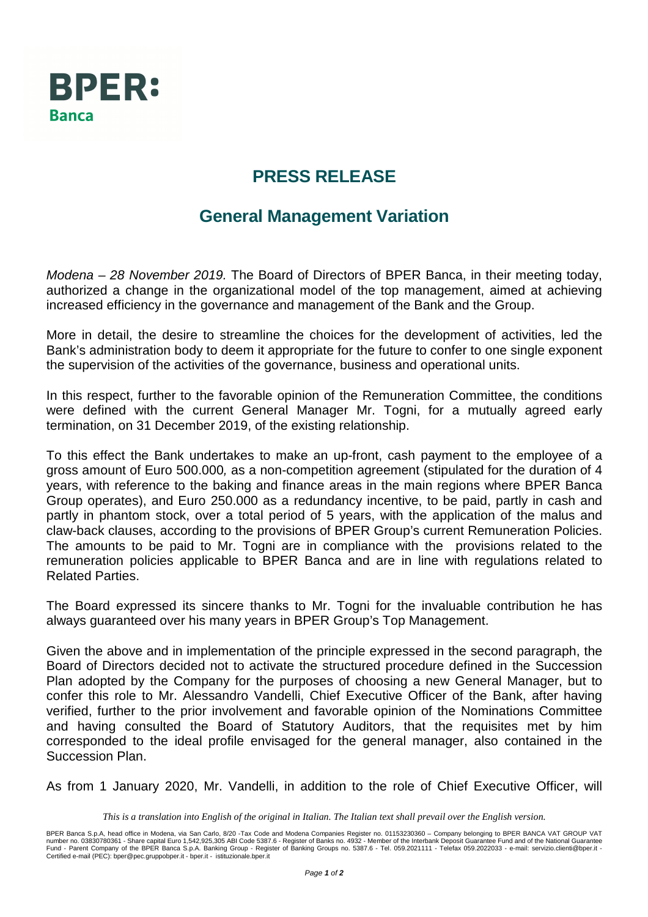BPER:
Banca

# PRESS RELEASE

## General Management Variation

*Modena – 28 November 2019.* The Board of Directors of BPER Banca, in their meeting today, authorized a change in the organizational model of the top management, aimed at achieving increased efficiency in the governance and management of the Bank and the Group.

More in detail, the desire to streamline the choices for the development of activities, led the Bank's administration body to deem it appropriate for the future to confer to one single exponent the supervision of the activities of the governance, business and operational units.

In this respect, further to the favorable opinion of the Remuneration Committee, the conditions were defined with the current General Manager Mr. Togni, for a mutually agreed early termination, on 31 December 2019, of the existing relationship.

To this effect the Bank undertakes to make an up-front, cash payment to the employee of a gross amount of Euro 500.000*,* as a non-competition agreement (stipulated for the duration of 4 years, with reference to the baking and finance areas in the main regions where BPER Banca Group operates), and Euro 250.000 as a redundancy incentive, to be paid, partly in cash and partly in phantom stock, over a total period of 5 years, with the application of the malus and claw-back clauses, according to the provisions of BPER Group's current Remuneration Policies. The amounts to be paid to Mr. Togni are in compliance with the provisions related to the remuneration policies applicable to BPER Banca and are in line with regulations related to Related Parties.

The Board expressed its sincere thanks to Mr. Togni for the invaluable contribution he has always guaranteed over his many years in BPER Group's Top Management.

Given the above and in implementation of the principle expressed in the second paragraph, the Board of Directors decided not to activate the structured procedure defined in the Succession Plan adopted by the Company for the purposes of choosing a new General Manager, but to confer this role to Mr. Alessandro Vandelli, Chief Executive Officer of the Bank, after having verified, further to the prior involvement and favorable opinion of the Nominations Committee and having consulted the Board of Statutory Auditors, that the requisites met by him corresponded to the ideal profile envisaged for the general manager, also contained in the Succession Plan.

As from 1 January 2020, Mr. Vandelli, in addition to the role of Chief Executive Officer, will

*This is a translation into English of the original in Italian. The Italian text shall prevail over the English version.*

BPER Banca S.p.A, head office in Modena, via San Carlo, 8/20 -Tax Code and Modena Companies Register no. 01153230360 – Company belonging to BPER BANCA VAT GROUP VAT number no. 03830780361 - Share capital Euro 1,542,925,305 ABI Code 5387.6 - Register of Banks no. 4932 - Member of the Interbank Deposit Guarantee Fund and of the National Guarantee Fund - Parent Company of the BPER Banca S.p.A. Banking Group - Register of Banking Groups no. 5387.6 - Tel. 059.2021111 - Telefax 059.2022033 - e-mail: servizio.clienti@bper.it - Certified e-mail (PEC): bper@pec.gruppobper.it - bper.it - istituzionale.bper.it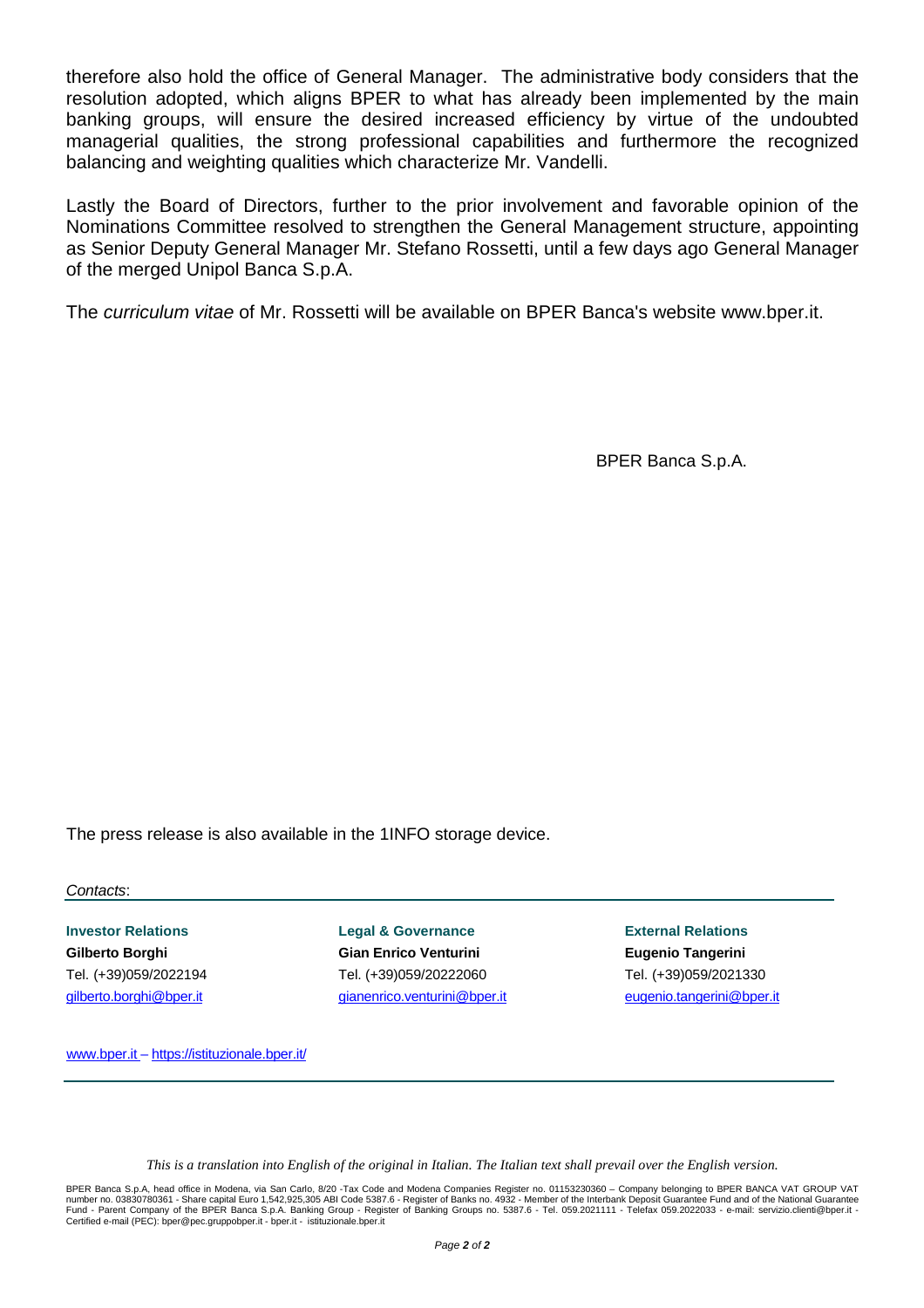therefore also hold the office of General Manager. The administrative body considers that the resolution adopted, which aligns BPER to what has already been implemented by the main banking groups, will ensure the desired increased efficiency by virtue of the undoubted managerial qualities, the strong professional capabilities and furthermore the recognized balancing and weighting qualities which characterize Mr. Vandelli.

Lastly the Board of Directors, further to the prior involvement and favorable opinion of the Nominations Committee resolved to strengthen the General Management structure, appointing as Senior Deputy General Manager Mr. Stefano Rossetti, until a few days ago General Manager of the merged Unipol Banca S.p.A.

The *curriculum vitae* of Mr. Rossetti will be available on BPER Banca's website www.bper.it.

BPER Banca S.p.A.

The press release is also available in the 1INFO storage device.

*Contacts*:

**Investor Relations**
**Gilberto Borghi**
Tel. (+39)059/2022194
gilberto.borghi@bper.it

**Legal & Governance**
**Gian Enrico Venturini**
Tel. (+39)059/20222060
gianenrico.venturini@bper.it

**External Relations**
**Eugenio Tangerini**
Tel. (+39)059/2021330
eugenio.tangerini@bper.it

www.bper.it – https://istituzionale.bper.it/

*This is a translation into English of the original in Italian. The Italian text shall prevail over the English version.*

BPER Banca S.p.A, head office in Modena, via San Carlo, 8/20 -Tax Code and Modena Companies Register no. 01153230360 – Company belonging to BPER BANCA VAT GROUP VAT number no. 03830780361 - Share capital Euro 1,542,925,305 ABI Code 5387.6 - Register of Banks no. 4932 - Member of the Interbank Deposit Guarantee Fund and of the National Guarantee Fund - Parent Company of the BPER Banca S.p.A. Banking Group - Register of Banking Groups no. 5387.6 - Tel. 059.2021111 - Telefax 059.2022033 - e-mail: servizio.clienti@bper.it - Certified e-mail (PEC): bper@pec.gruppobper.it - bper.it - istituzionale.bper.it